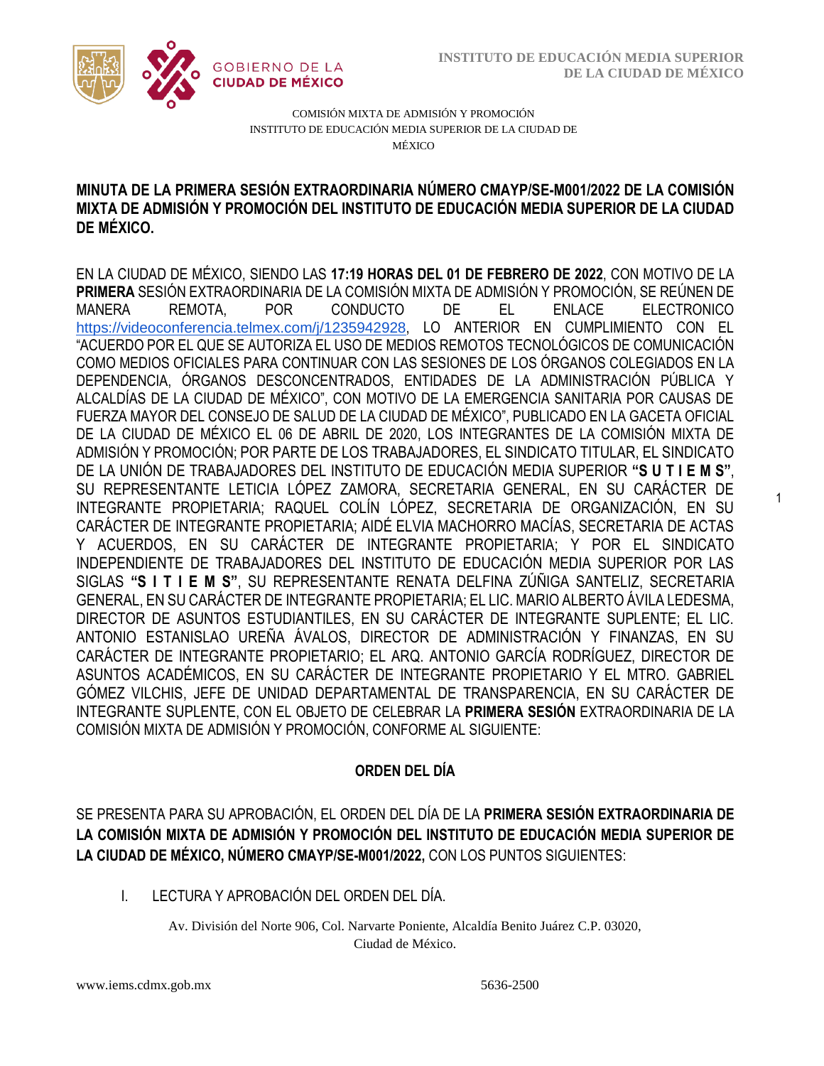COMISIÓN MIXTA DE ADMISIÓN Y PROMOCIÓN
INSTITUTO DE EDUCACIÓN MEDIA SUPERIOR DE LA CIUDAD DE MÉXICO

**MINUTA DE LA PRIMERA SESIÓN EXTRAORDINARIA NÚMERO CMAYP/SE-M001/2022 DE LA COMISIÓN MIXTA DE ADMISIÓN Y PROMOCIÓN DEL INSTITUTO DE EDUCACIÓN MEDIA SUPERIOR DE LA CIUDAD DE MÉXICO.**

EN LA CIUDAD DE MÉXICO, SIENDO LAS **17:19 HORAS DEL 01 DE FEBRERO DE 2022**, CON MOTIVO DE LA **PRIMERA** SESIÓN EXTRAORDINARIA DE LA COMISIÓN MIXTA DE ADMISIÓN Y PROMOCIÓN, SE REÚNEN DE MANERA REMOTA, POR CONDUCTO DE EL ENLACE ELECTRONICO https://videoconferencia.telmex.com/j/1235942928, LO ANTERIOR EN CUMPLIMIENTO CON EL "ACUERDO POR EL QUE SE AUTORIZA EL USO DE MEDIOS REMOTOS TECNOLÓGICOS DE COMUNICACIÓN COMO MEDIOS OFICIALES PARA CONTINUAR CON LAS SESIONES DE LOS ÓRGANOS COLEGIADOS EN LA DEPENDENCIA, ÓRGANOS DESCONCENTRADOS, ENTIDADES DE LA ADMINISTRACIÓN PÚBLICA Y ALCALDÍAS DE LA CIUDAD DE MÉXICO", CON MOTIVO DE LA EMERGENCIA SANITARIA POR CAUSAS DE FUERZA MAYOR DEL CONSEJO DE SALUD DE LA CIUDAD DE MÉXICO", PUBLICADO EN LA GACETA OFICIAL DE LA CIUDAD DE MÉXICO EL 06 DE ABRIL DE 2020, LOS INTEGRANTES DE LA COMISIÓN MIXTA DE ADMISIÓN Y PROMOCIÓN; POR PARTE DE LOS TRABAJADORES, EL SINDICATO TITULAR, EL SINDICATO DE LA UNIÓN DE TRABAJADORES DEL INSTITUTO DE EDUCACIÓN MEDIA SUPERIOR **"S U T I E M S"**, SU REPRESENTANTE LETICIA LÓPEZ ZAMORA, SECRETARIA GENERAL, EN SU CARÁCTER DE INTEGRANTE PROPIETARIA; RAQUEL COLÍN LÓPEZ, SECRETARIA DE ORGANIZACIÓN, EN SU CARÁCTER DE INTEGRANTE PROPIETARIA; AIDÉ ELVIA MACHORRO MACÍAS, SECRETARIA DE ACTAS Y ACUERDOS, EN SU CARÁCTER DE INTEGRANTE PROPIETARIA; Y POR EL SINDICATO INDEPENDIENTE DE TRABAJADORES DEL INSTITUTO DE EDUCACIÓN MEDIA SUPERIOR POR LAS SIGLAS **"S I T I E M S"**, SU REPRESENTANTE RENATA DELFINA ZÚÑIGA SANTELIZ, SECRETARIA GENERAL, EN SU CARÁCTER DE INTEGRANTE PROPIETARIA; EL LIC. MARIO ALBERTO ÁVILA LEDESMA, DIRECTOR DE ASUNTOS ESTUDIANTILES, EN SU CARÁCTER DE INTEGRANTE SUPLENTE; EL LIC. ANTONIO ESTANISLAO UREÑA ÁVALOS, DIRECTOR DE ADMINISTRACIÓN Y FINANZAS, EN SU CARÁCTER DE INTEGRANTE PROPIETARIO; EL ARQ. ANTONIO GARCÍA RODRÍGUEZ, DIRECTOR DE ASUNTOS ACADÉMICOS, EN SU CARÁCTER DE INTEGRANTE PROPIETARIO Y EL MTRO. GABRIEL GÓMEZ VILCHIS, JEFE DE UNIDAD DEPARTAMENTAL DE TRANSPARENCIA, EN SU CARÁCTER DE INTEGRANTE SUPLENTE, CON EL OBJETO DE CELEBRAR LA **PRIMERA SESIÓN** EXTRAORDINARIA DE LA COMISIÓN MIXTA DE ADMISIÓN Y PROMOCIÓN, CONFORME AL SIGUIENTE:

**ORDEN DEL DÍA**

SE PRESENTA PARA SU APROBACIÓN, EL ORDEN DEL DÍA DE LA **PRIMERA SESIÓN EXTRAORDINARIA DE LA COMISIÓN MIXTA DE ADMISIÓN Y PROMOCIÓN DEL INSTITUTO DE EDUCACIÓN MEDIA SUPERIOR DE LA CIUDAD DE MÉXICO, NÚMERO CMAYP/SE-M001/2022,** CON LOS PUNTOS SIGUIENTES:

I. LECTURA Y APROBACIÓN DEL ORDEN DEL DÍA.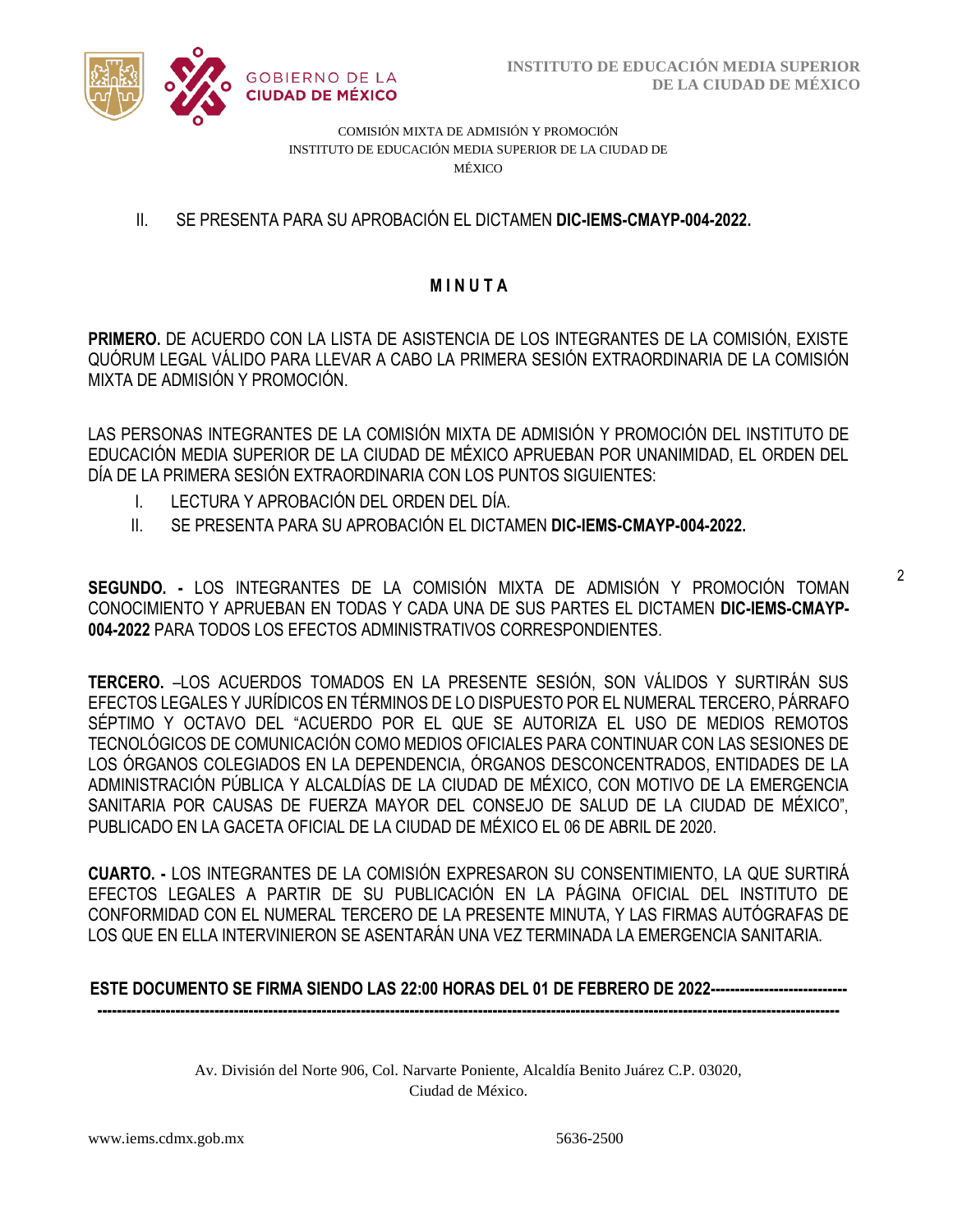COMISIÓN MIXTA DE ADMISIÓN Y PROMOCIÓN
INSTITUTO DE EDUCACIÓN MEDIA SUPERIOR DE LA CIUDAD DE MÉXICO

II. SE PRESENTA PARA SU APROBACIÓN EL DICTAMEN **DIC-IEMS-CMAYP-004-2022.**

## M I N U T A

**PRIMERO.** DE ACUERDO CON LA LISTA DE ASISTENCIA DE LOS INTEGRANTES DE LA COMISIÓN, EXISTE QUÓRUM LEGAL VÁLIDO PARA LLEVAR A CABO LA PRIMERA SESIÓN EXTRAORDINARIA DE LA COMISIÓN MIXTA DE ADMISIÓN Y PROMOCIÓN.

LAS PERSONAS INTEGRANTES DE LA COMISIÓN MIXTA DE ADMISIÓN Y PROMOCIÓN DEL INSTITUTO DE EDUCACIÓN MEDIA SUPERIOR DE LA CIUDAD DE MÉXICO APRUEBAN POR UNANIMIDAD, EL ORDEN DEL DÍA DE LA PRIMERA SESIÓN EXTRAORDINARIA CON LOS PUNTOS SIGUIENTES:

I. LECTURA Y APROBACIÓN DEL ORDEN DEL DÍA.
II. SE PRESENTA PARA SU APROBACIÓN EL DICTAMEN **DIC-IEMS-CMAYP-004-2022.**

**SEGUNDO. -** LOS INTEGRANTES DE LA COMISIÓN MIXTA DE ADMISIÓN Y PROMOCIÓN TOMAN CONOCIMIENTO Y APRUEBAN EN TODAS Y CADA UNA DE SUS PARTES EL DICTAMEN **DIC-IEMS-CMAYP-004-2022** PARA TODOS LOS EFECTOS ADMINISTRATIVOS CORRESPONDIENTES.

**TERCERO.** –LOS ACUERDOS TOMADOS EN LA PRESENTE SESIÓN, SON VÁLIDOS Y SURTIRÁN SUS EFECTOS LEGALES Y JURÍDICOS EN TÉRMINOS DE LO DISPUESTO POR EL NUMERAL TERCERO, PÁRRAFO SÉPTIMO Y OCTAVO DEL "ACUERDO POR EL QUE SE AUTORIZA EL USO DE MEDIOS REMOTOS TECNOLÓGICOS DE COMUNICACIÓN COMO MEDIOS OFICIALES PARA CONTINUAR CON LAS SESIONES DE LOS ÓRGANOS COLEGIADOS EN LA DEPENDENCIA, ÓRGANOS DESCONCENTRADOS, ENTIDADES DE LA ADMINISTRACIÓN PÚBLICA Y ALCALDÍAS DE LA CIUDAD DE MÉXICO, CON MOTIVO DE LA EMERGENCIA SANITARIA POR CAUSAS DE FUERZA MAYOR DEL CONSEJO DE SALUD DE LA CIUDAD DE MÉXICO", PUBLICADO EN LA GACETA OFICIAL DE LA CIUDAD DE MÉXICO EL 06 DE ABRIL DE 2020.

**CUARTO. -** LOS INTEGRANTES DE LA COMISIÓN EXPRESARON SU CONSENTIMIENTO, LA QUE SURTIRÁ EFECTOS LEGALES A PARTIR DE SU PUBLICACIÓN EN LA PÁGINA OFICIAL DEL INSTITUTO DE CONFORMIDAD CON EL NUMERAL TERCERO DE LA PRESENTE MINUTA, Y LAS FIRMAS AUTÓGRAFAS DE LOS QUE EN ELLA INTERVINIERON SE ASENTARÁN UNA VEZ TERMINADA LA EMERGENCIA SANITARIA.

**ESTE DOCUMENTO SE FIRMA SIENDO LAS 22:00 HORAS DEL 01 DE FEBRERO DE 2022---------------------------------------------------------------------------------------------------------------------------------------------------------------------**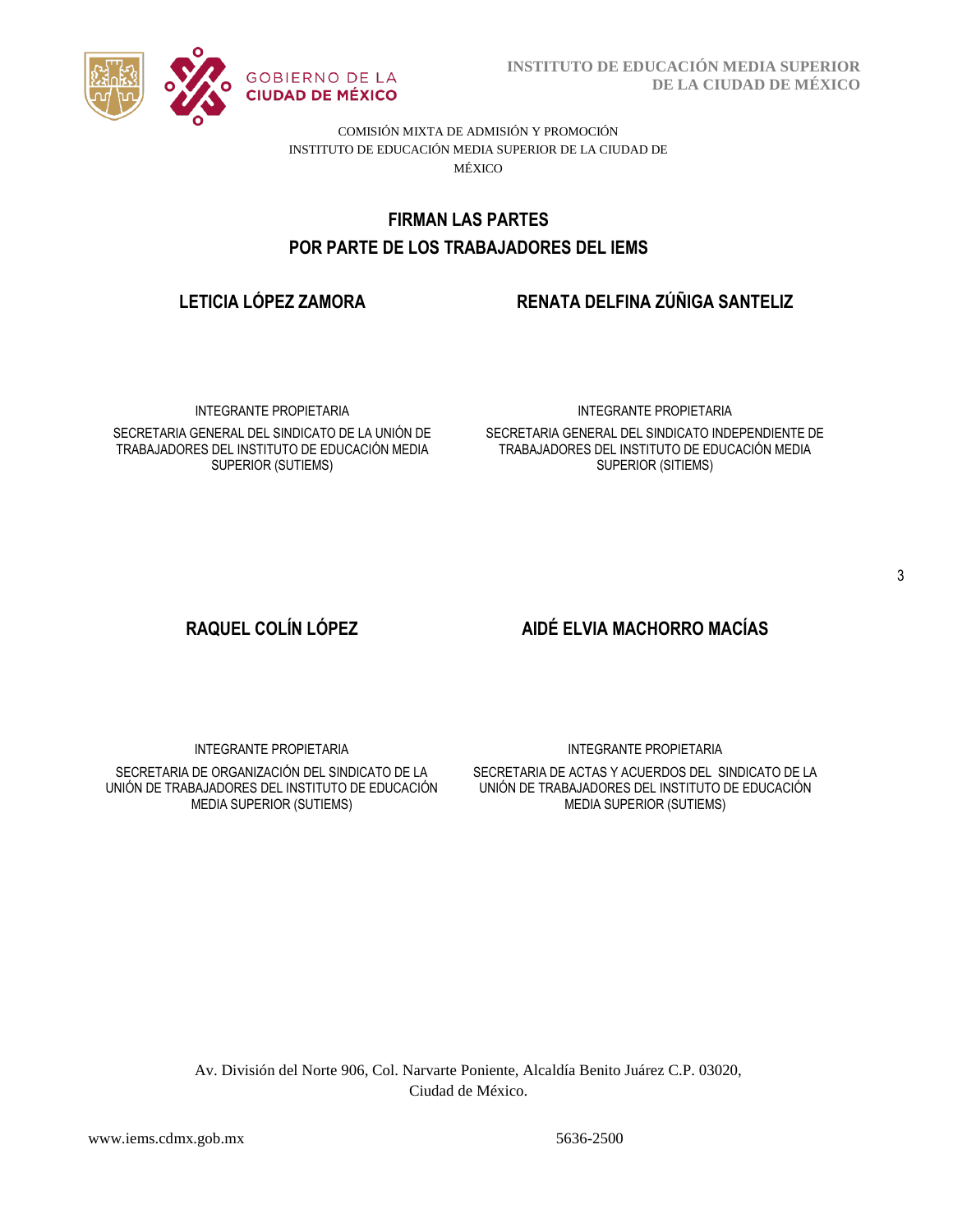COMISIÓN MIXTA DE ADMISIÓN Y PROMOCIÓN
INSTITUTO DE EDUCACIÓN MEDIA SUPERIOR DE LA CIUDAD DE MÉXICO

## FIRMAN LAS PARTES
## POR PARTE DE LOS TRABAJADORES DEL IEMS

**LETICIA LÓPEZ ZAMORA**

INTEGRANTE PROPIETARIA

SECRETARIA GENERAL DEL SINDICATO DE LA UNIÓN DE TRABAJADORES DEL INSTITUTO DE EDUCACIÓN MEDIA SUPERIOR (SUTIEMS)

**RENATA DELFINA ZÚÑIGA SANTELIZ**

INTEGRANTE PROPIETARIA

SECRETARIA GENERAL DEL SINDICATO INDEPENDIENTE DE TRABAJADORES DEL INSTITUTO DE EDUCACIÓN MEDIA SUPERIOR (SITIEMS)

**RAQUEL COLÍN LÓPEZ**

INTEGRANTE PROPIETARIA

SECRETARIA DE ORGANIZACIÓN DEL SINDICATO DE LA UNIÓN DE TRABAJADORES DEL INSTITUTO DE EDUCACIÓN MEDIA SUPERIOR (SUTIEMS)

**AIDÉ ELVIA MACHORRO MACÍAS**

INTEGRANTE PROPIETARIA

SECRETARIA DE ACTAS Y ACUERDOS DEL SINDICATO DE LA UNIÓN DE TRABAJADORES DEL INSTITUTO DE EDUCACIÓN MEDIA SUPERIOR (SUTIEMS)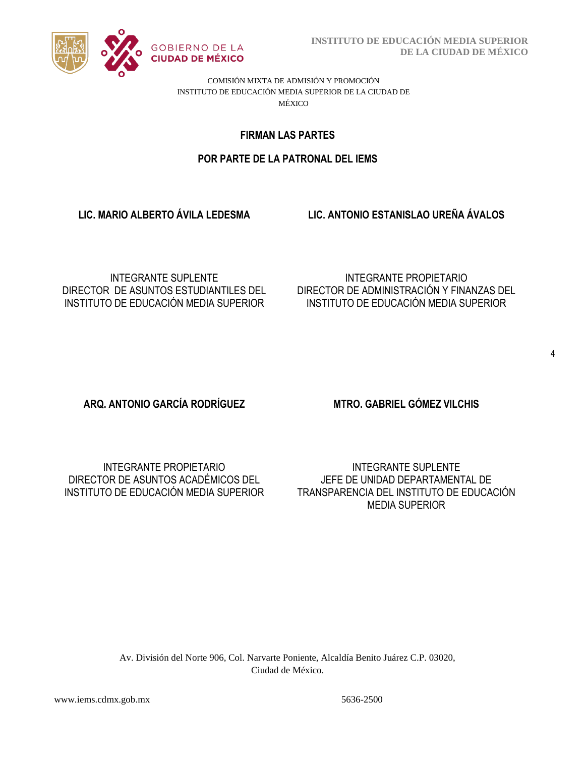COMISIÓN MIXTA DE ADMISIÓN Y PROMOCIÓN
INSTITUTO DE EDUCACIÓN MEDIA SUPERIOR DE LA CIUDAD DE MÉXICO

**FIRMAN LAS PARTES**

**POR PARTE DE LA PATRONAL DEL IEMS**

**LIC. MARIO ALBERTO ÁVILA LEDESMA**

INTEGRANTE SUPLENTE
DIRECTOR DE ASUNTOS ESTUDIANTILES DEL INSTITUTO DE EDUCACIÓN MEDIA SUPERIOR

**LIC. ANTONIO ESTANISLAO UREÑA ÁVALOS**

INTEGRANTE PROPIETARIO
DIRECTOR DE ADMINISTRACIÓN Y FINANZAS DEL INSTITUTO DE EDUCACIÓN MEDIA SUPERIOR

**ARQ. ANTONIO GARCÍA RODRÍGUEZ**

INTEGRANTE PROPIETARIO
DIRECTOR DE ASUNTOS ACADÉMICOS DEL INSTITUTO DE EDUCACIÓN MEDIA SUPERIOR

**MTRO. GABRIEL GÓMEZ VILCHIS**

INTEGRANTE SUPLENTE
JEFE DE UNIDAD DEPARTAMENTAL DE TRANSPARENCIA DEL INSTITUTO DE EDUCACIÓN MEDIA SUPERIOR